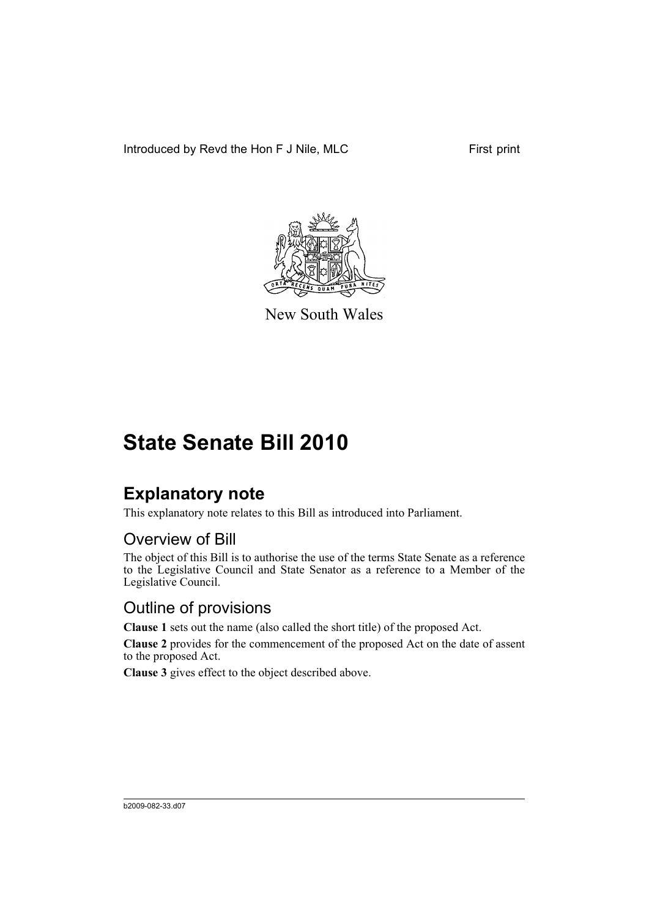Introduced by Revd the Hon F J Nile, MLC First print

New South Wales

# State Senate Bill 2010

## Explanatory note

This explanatory note relates to this Bill as introduced into Parliament.

### Overview of Bill

The object of this Bill is to authorise the use of the terms State Senate as a reference to the Legislative Council and State Senator as a reference to a Member of the Legislative Council.

### Outline of provisions

**Clause 1** sets out the name (also called the short title) of the proposed Act.

**Clause 2** provides for the commencement of the proposed Act on the date of assent to the proposed Act.

**Clause 3** gives effect to the object described above.

b2009-082-33.d07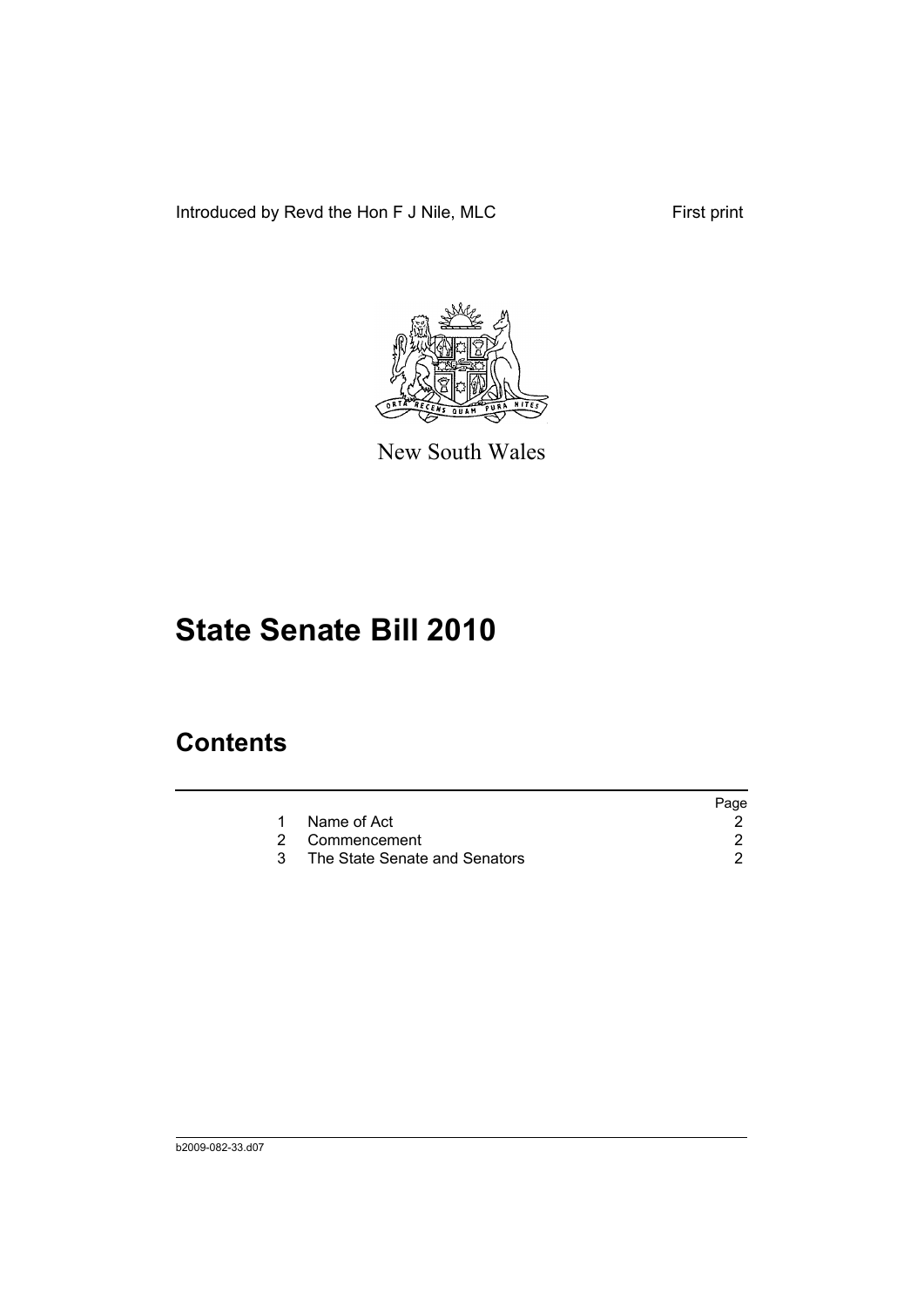Introduced by Revd the Hon F J Nile, MLC First print

New South Wales

# State Senate Bill 2010

## Contents

| | | Page |
|---|---|---|
| 1 | Name of Act | 2 |
| 2 | Commencement | 2 |
| 3 | The State Senate and Senators | 2 |

b2009-082-33.d07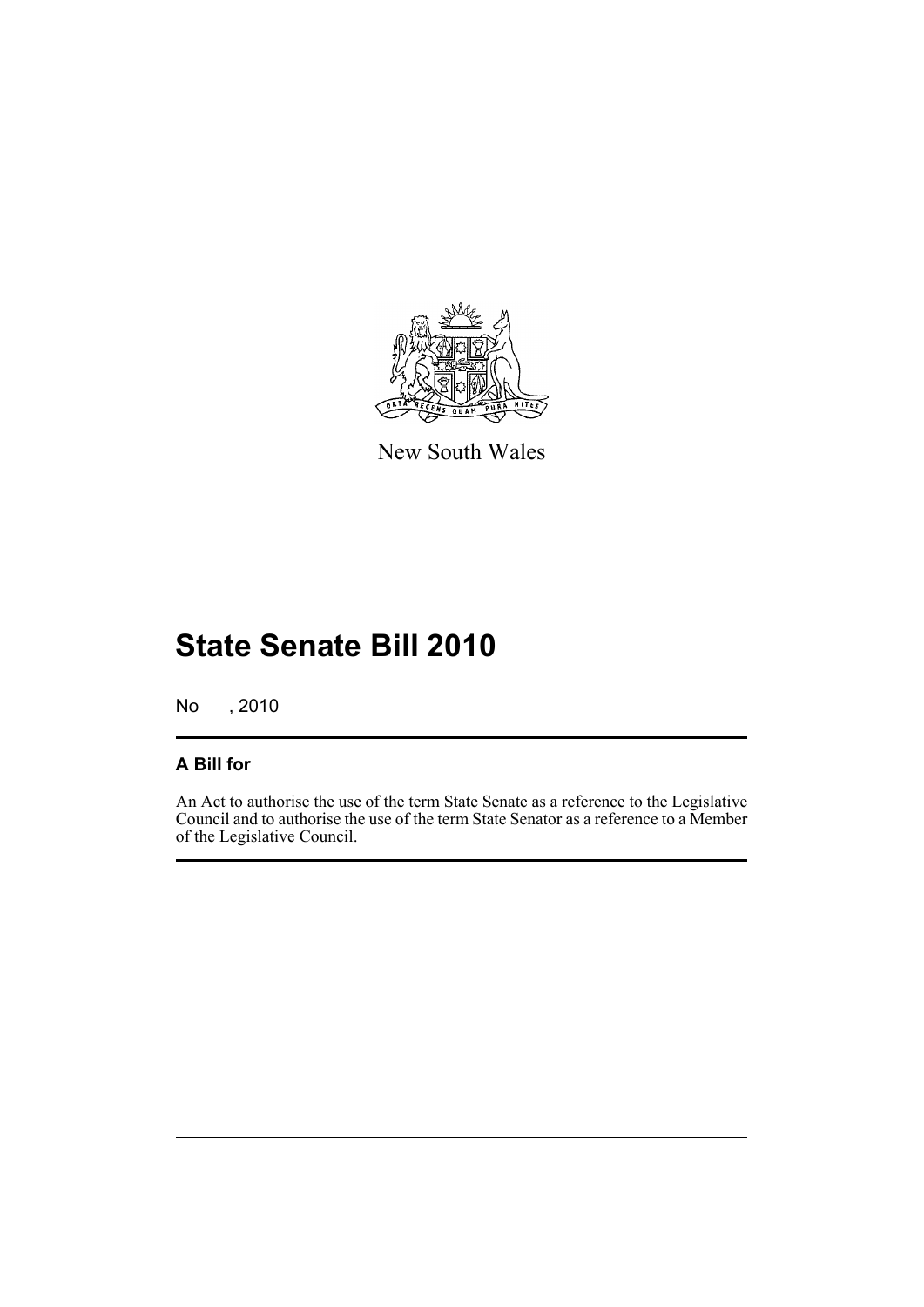New South Wales

# State Senate Bill 2010

No , 2010

## A Bill for

An Act to authorise the use of the term State Senate as a reference to the Legislative Council and to authorise the use of the term State Senator as a reference to a Member of the Legislative Council.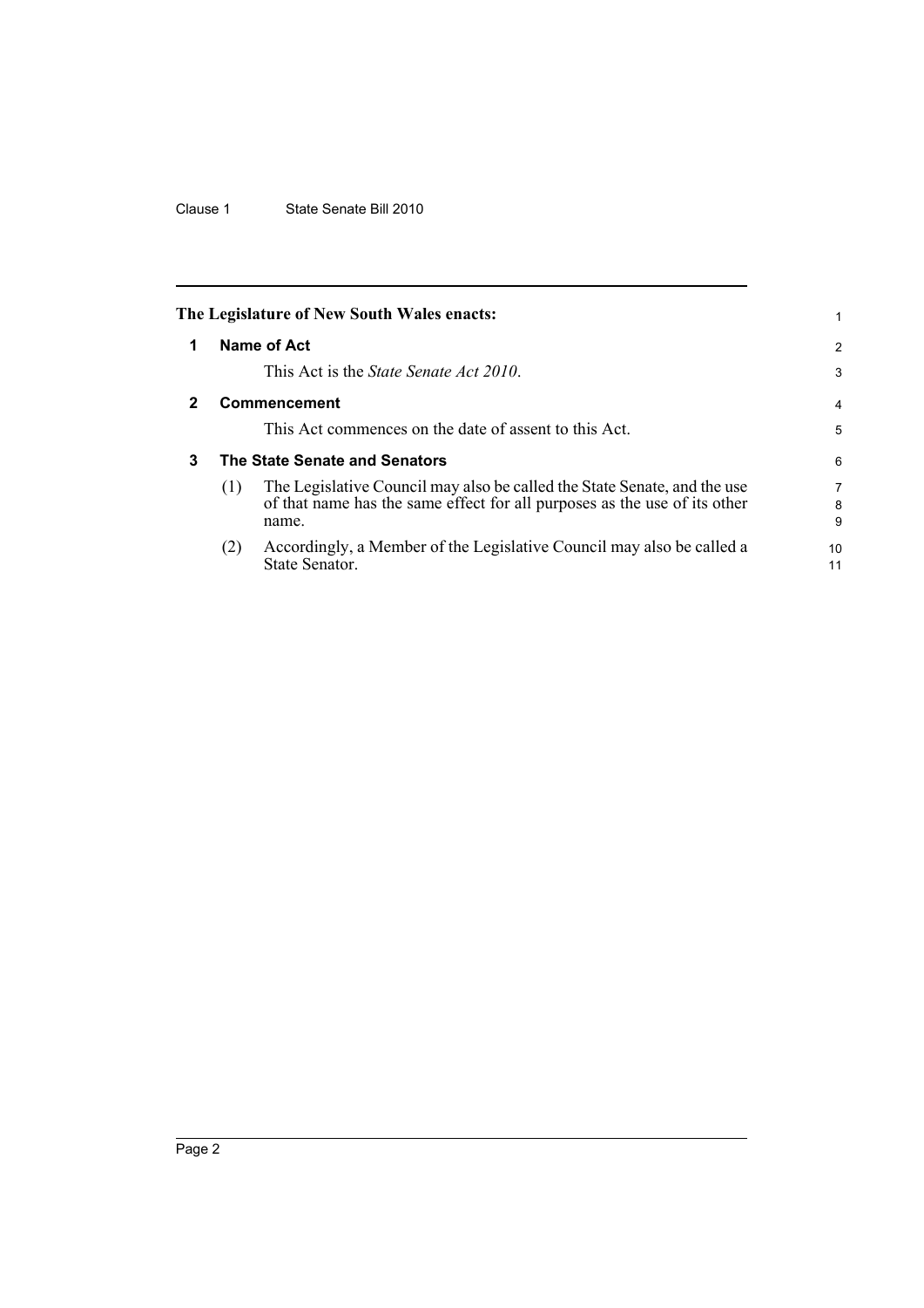**The Legislature of New South Wales enacts:**

## 1 Name of Act

This Act is the *State Senate Act 2010*.

## 2 Commencement

This Act commences on the date of assent to this Act.

## 3 The State Senate and Senators

(1) The Legislative Council may also be called the State Senate, and the use of that name has the same effect for all purposes as the use of its other name.

(2) Accordingly, a Member of the Legislative Council may also be called a State Senator.